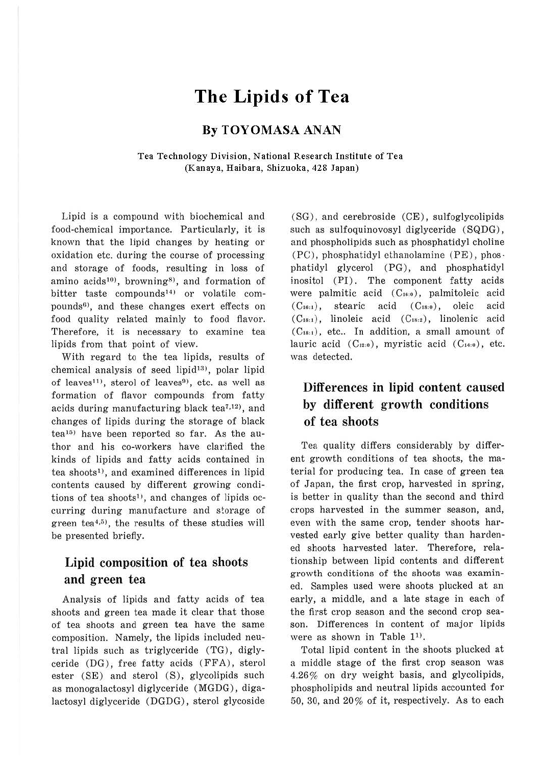# The Lipids of Tea

## By TOYOMASA ANAN

Tea Technology Division, National Research Institute of Tea
(Kanaya, Haibara, Shizuoka, 428 Japan)

Lipid is a compound with biochemical and food-chemical importance. Particularly, it is known that the lipid changes by heating or oxidation etc. during the course of processing and storage of foods, resulting in loss of amino acids[10], browning[8], and formation of bitter taste compounds[14] or volatile compounds[6], and these changes exert effects on food quality related mainly to food flavor. Therefore, it is necessary to examine tea lipids from that point of view.

With regard to the tea lipids, results of chemical analysis of seed lipid[13], polar lipid of leaves[11], sterol of leaves[9], etc. as well as formation of flavor compounds from fatty acids during manufacturing black tea[7,12], and changes of lipids during the storage of black tea[15] have been reported so far. As the author and his co-workers have clarified the kinds of lipids and fatty acids contained in tea shoots[1], and examined differences in lipid contents caused by different growing conditions of tea shoots[1], and changes of lipids occurring during manufacture and storage of green tea[4,5], the results of these studies will be presented briefly.

## Lipid composition of tea shoots and green tea

Analysis of lipids and fatty acids of tea shoots and green tea made it clear that those of tea shoots and green tea have the same composition. Namely, the lipids included neutral lipids such as triglyceride (TG), diglyceride (DG), free fatty acids (FFA), sterol ester (SE) and sterol (S), glycolipids such as monogalactosyl diglyceride (MGDG), digalactosyl diglyceride (DGDG), sterol glycoside (SG), and cerebroside (CE), sulfoglycolipids such as sulfoquinovosyl diglyceride (SQDG), and phospholipids such as phosphatidyl choline (PC), phosphatidyl ethanolamine (PE), phosphatidyl glycerol (PG), and phosphatidyl inositol (PI). The component fatty acids were palmitic acid ($C_{16:0}$), palmitoleic acid ($C_{16:1}$), stearic acid ($C_{18:0}$), oleic acid ($C_{18:1}$), linoleic acid ($C_{18:2}$), linolenic acid ($C_{18:1}$), etc.. In addition, a small amount of lauric acid ($C_{12:0}$), myristic acid ($C_{14:0}$), etc. was detected.

## Differences in lipid content caused by different growth conditions of tea shoots

Tea quality differs considerably by different growth conditions of tea shoots, the material for producing tea. In case of green tea of Japan, the first crop, harvested in spring, is better in quality than the second and third crops harvested in the summer season, and, even with the same crop, tender shoots harvested early give better quality than hardened shoots harvested later. Therefore, relationship between lipid contents and different growth conditions of the shoots was examined. Samples used were shoots plucked at an early, a middle, and a late stage in each of the first crop season and the second crop season. Differences in content of major lipids were as shown in Table 1[1].

Total lipid content in the shoots plucked at a middle stage of the first crop season was 4.26% on dry weight basis, and glycolipids, phospholipids and neutral lipids accounted for 50, 30, and 20% of it, respectively. As to each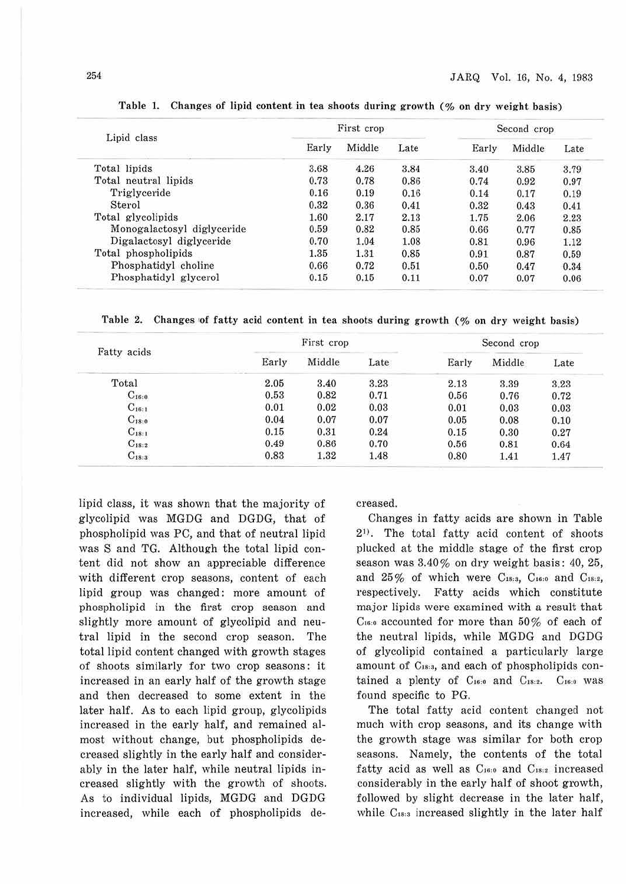Table 1. Changes of lipid content in tea shoots during growth (% on dry weight basis)

| Lipid class | First crop | | | Second crop | | |
|---|---|---|---|---|---|---|
| | Early | Middle | Late | Early | Middle | Late |
| Total lipids | 3.68 | 4.26 | 3.84 | 3.40 | 3.85 | 3.79 |
| Total neutral lipids | 0.73 | 0.78 | 0.86 | 0.74 | 0.92 | 0.97 |
| Triglyceride | 0.16 | 0.19 | 0.16 | 0.14 | 0.17 | 0.19 |
| Sterol | 0.32 | 0.36 | 0.41 | 0.32 | 0.43 | 0.41 |
| Total glycolipids | 1.60 | 2.17 | 2.13 | 1.75 | 2.06 | 2.23 |
| Monogalactosyl diglyceride | 0.59 | 0.82 | 0.85 | 0.66 | 0.77 | 0.85 |
| Digalactosyl diglyceride | 0.70 | 1.04 | 1.08 | 0.81 | 0.96 | 1.12 |
| Total phospholipids | 1.35 | 1.31 | 0.85 | 0.91 | 0.87 | 0.59 |
| Phosphatidyl choline | 0.66 | 0.72 | 0.51 | 0.50 | 0.47 | 0.34 |
| Phosphatidyl glycerol | 0.15 | 0.15 | 0.11 | 0.07 | 0.07 | 0.06 |

Table 2. Changes of fatty acid content in tea shoots during growth (% on dry weight basis)

| Fatty acids | First crop | | | Second crop | | |
|---|---|---|---|---|---|---|
| | Early | Middle | Late | Early | Middle | Late |
| Total | 2.05 | 3.40 | 3.23 | 2.13 | 3.39 | 3.23 |
| $C_{16:0}$ | 0.53 | 0.82 | 0.71 | 0.56 | 0.76 | 0.72 |
| $C_{16:1}$ | 0.01 | 0.02 | 0.03 | 0.01 | 0.03 | 0.03 |
| $C_{18:0}$ | 0.04 | 0.07 | 0.07 | 0.05 | 0.08 | 0.10 |
| $C_{18:1}$ | 0.15 | 0.31 | 0.24 | 0.15 | 0.30 | 0.27 |
| $C_{18:2}$ | 0.49 | 0.86 | 0.70 | 0.56 | 0.81 | 0.64 |
| $C_{18:3}$ | 0.83 | 1.32 | 1.48 | 0.80 | 1.41 | 1.47 |

lipid class, it was shown that the majority of glycolipid was MGDG and DGDG, that of phospholipid was PC, and that of neutral lipid was S and TG. Although the total lipid content did not show an appreciable difference with different crop seasons, content of each lipid group was changed: more amount of phospholipid in the first crop season and slightly more amount of glycolipid and neutral lipid in the second crop season. The total lipid content changed with growth stages of shoots similarly for two crop seasons: it increased in an early half of the growth stage and then decreased to some extent in the later half. As to each lipid group, glycolipids increased in the early half, and remained almost without change, but phospholipids decreased slightly in the early half and considerably in the later half, while neutral lipids increased slightly with the growth of shoots. As to individual lipids, MGDG and DGDG increased, while each of phospholipids decreased.

Changes in fatty acids are shown in Table 2[1]. The total fatty acid content of shoots plucked at the middle stage of the first crop season was 3.40% on dry weight basis: 40, 25, and 25% of which were $C_{18:3}$, $C_{16:0}$ and $C_{18:2}$, respectively. Fatty acids which constitute major lipids were examined with a result that $C_{16:0}$ accounted for more than 50% of each of the neutral lipids, while MGDG and DGDG of glycolipid contained a particularly large amount of $C_{18:3}$, and each of phospholipids contained a plenty of $C_{16:0}$ and $C_{18:2}$. $C_{16:0}$ was found specific to PG.

The total fatty acid content changed not much with crop seasons, and its change with the growth stage was similar for both crop seasons. Namely, the contents of the total fatty acid as well as $C_{16:0}$ and $C_{18:2}$ increased considerably in the early half of shoot growth, followed by slight decrease in the later half, while $C_{18:3}$ increased slightly in the later half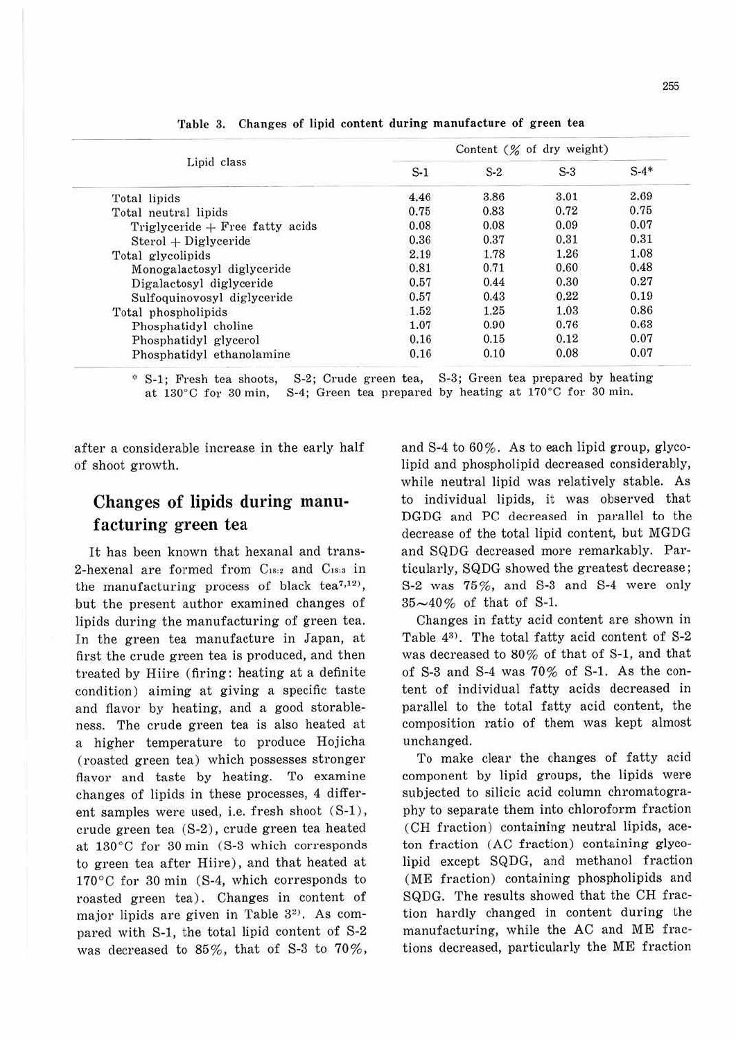Table 3. Changes of lipid content during manufacture of green tea

| Lipid class | Content (% of dry weight) | | | |
|---|---|---|---|---|
| | S-1 | S-2 | S-3 | S-4* |
| Total lipids | 4.46 | 3.86 | 3.01 | 2.69 |
| Total neutral lipids | 0.75 | 0.83 | 0.72 | 0.75 |
| Triglyceride + Free fatty acids | 0.08 | 0.08 | 0.09 | 0.07 |
| Sterol + Diglyceride | 0.36 | 0.37 | 0.31 | 0.31 |
| Total glycolipids | 2.19 | 1.78 | 1.26 | 1.08 |
| Monogalactosyl diglyceride | 0.81 | 0.71 | 0.60 | 0.48 |
| Digalactosyl diglyceride | 0.57 | 0.44 | 0.30 | 0.27 |
| Sulfoquinovosyl diglyceride | 0.57 | 0.43 | 0.22 | 0.19 |
| Total phospholipids | 1.52 | 1.25 | 1.03 | 0.86 |
| Phosphatidyl choline | 1.07 | 0.90 | 0.76 | 0.63 |
| Phosphatidyl glycerol | 0.16 | 0.15 | 0.12 | 0.07 |
| Phosphatidyl ethanolamine | 0.16 | 0.10 | 0.08 | 0.07 |

\* S-1; Fresh tea shoots, S-2; Crude green tea, S-3; Green tea prepared by heating at 130°C for 30 min, S-4; Green tea prepared by heating at 170°C for 30 min.

after a considerable increase in the early half of shoot growth.

## Changes of lipids during manufacturing green tea

It has been known that hexanal and trans-2-hexenal are formed from $C_{18:2}$ and $C_{18:3}$ in the manufacturing process of black tea[7,12], but the present author examined changes of lipids during the manufacturing of green tea. In the green tea manufacture in Japan, at first the crude green tea is produced, and then treated by Hiire (firing: heating at a definite condition) aiming at giving a specific taste and flavor by heating, and a good storableness. The crude green tea is also heated at a higher temperature to produce Hojicha (roasted green tea) which possesses stronger flavor and taste by heating. To examine changes of lipids in these processes, 4 different samples were used, i.e. fresh shoot (S-1), crude green tea (S-2), crude green tea heated at 130°C for 30 min (S-3 which corresponds to green tea after Hiire), and that heated at 170°C for 30 min (S-4, which corresponds to roasted green tea). Changes in content of major lipids are given in Table 3[2]. As compared with S-1, the total lipid content of S-2 was decreased to 85%, that of S-3 to 70%, and S-4 to 60%. As to each lipid group, glycolipid and phospholipid decreased considerably, while neutral lipid was relatively stable. As to individual lipids, it was observed that DGDG and PC decreased in parallel to the decrease of the total lipid content, but MGDG and SQDG decreased more remarkably. Particularly, SQDG showed the greatest decrease; S-2 was 75%, and S-3 and S-4 were only 35~40% of that of S-1.

Changes in fatty acid content are shown in Table 4[3]. The total fatty acid content of S-2 was decreased to 80% of that of S-1, and that of S-3 and S-4 was 70% of S-1. As the content of individual fatty acids decreased in parallel to the total fatty acid content, the composition ratio of them was kept almost unchanged.

To make clear the changes of fatty acid component by lipid groups, the lipids were subjected to silicic acid column chromatography to separate them into chloroform fraction (CH fraction) containing neutral lipids, aceton fraction (AC fraction) containing glycolipid except SQDG, and methanol fraction (ME fraction) containing phospholipids and SQDG. The results showed that the CH fraction hardly changed in content during the manufacturing, while the AC and ME fractions decreased, particularly the ME fraction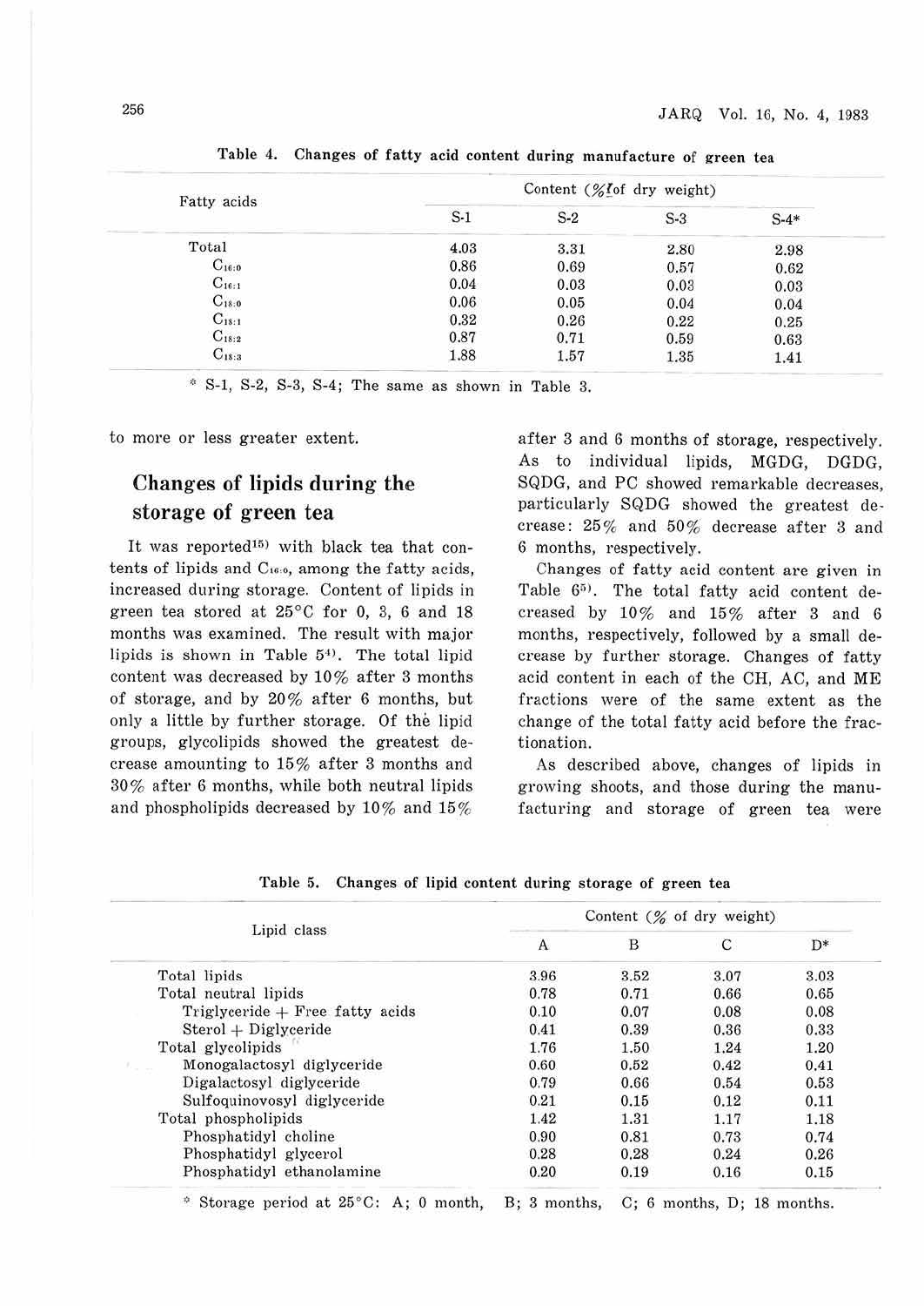Table 4. Changes of fatty acid content during manufacture of green tea

| Fatty acids | Content (% of dry weight) | | | |
|---|---|---|---|---|
| | S-1 | S-2 | S-3 | S-4* |
| Total | 4.03 | 3.31 | 2.80 | 2.98 |
| $C_{16:0}$ | 0.86 | 0.69 | 0.57 | 0.62 |
| $C_{16:1}$ | 0.04 | 0.03 | 0.03 | 0.03 |
| $C_{18:0}$ | 0.06 | 0.05 | 0.04 | 0.04 |
| $C_{18:1}$ | 0.32 | 0.26 | 0.22 | 0.25 |
| $C_{18:2}$ | 0.87 | 0.71 | 0.59 | 0.63 |
| $C_{18:3}$ | 1.88 | 1.57 | 1.35 | 1.41 |

\* S-1, S-2, S-3, S-4; The same as shown in Table 3.

to more or less greater extent.

## Changes of lipids during the storage of green tea

It was reported[15] with black tea that contents of lipids and $C_{16:0}$, among the fatty acids, increased during storage. Content of lipids in green tea stored at 25°C for 0, 3, 6 and 18 months was examined. The result with major lipids is shown in Table 5[4]. The total lipid content was decreased by 10% after 3 months of storage, and by 20% after 6 months, but only a little by further storage. Of the lipid groups, glycolipids showed the greatest decrease amounting to 15% after 3 months and 30% after 6 months, while both neutral lipids and phospholipids decreased by 10% and 15% after 3 and 6 months of storage, respectively. As to individual lipids, MGDG, DGDG, SQDG, and PC showed remarkable decreases, particularly SQDG showed the greatest decrease: 25% and 50% decrease after 3 and 6 months, respectively.

Changes of fatty acid content are given in Table 6[5]. The total fatty acid content decreased by 10% and 15% after 3 and 6 months, respectively, followed by a small decrease by further storage. Changes of fatty acid content in each of the CH, AC, and ME fractions were of the same extent as the change of the total fatty acid before the fractionation.

As described above, changes of lipids in growing shoots, and those during the manufacturing and storage of green tea were

Table 5. Changes of lipid content during storage of green tea

| Lipid class | Content (% of dry weight) | | | |
|---|---|---|---|---|
| | A | B | C | D* |
| Total lipids | 3.96 | 3.52 | 3.07 | 3.03 |
| Total neutral lipids | 0.78 | 0.71 | 0.66 | 0.65 |
| Triglyceride + Free fatty acids | 0.10 | 0.07 | 0.08 | 0.08 |
| Sterol + Diglyceride | 0.41 | 0.39 | 0.36 | 0.33 |
| Total glycolipids | 1.76 | 1.50 | 1.24 | 1.20 |
| Monogalactosyl diglyceride | 0.60 | 0.52 | 0.42 | 0.41 |
| Digalactosyl diglyceride | 0.79 | 0.66 | 0.54 | 0.53 |
| Sulfoquinovosyl diglyceride | 0.21 | 0.15 | 0.12 | 0.11 |
| Total phospholipids | 1.42 | 1.31 | 1.17 | 1.18 |
| Phosphatidyl choline | 0.90 | 0.81 | 0.73 | 0.74 |
| Phosphatidyl glycerol | 0.28 | 0.28 | 0.24 | 0.26 |
| Phosphatidyl ethanolamine | 0.20 | 0.19 | 0.16 | 0.15 |

\* Storage period at 25°C: A; 0 month, B; 3 months, C; 6 months, D; 18 months.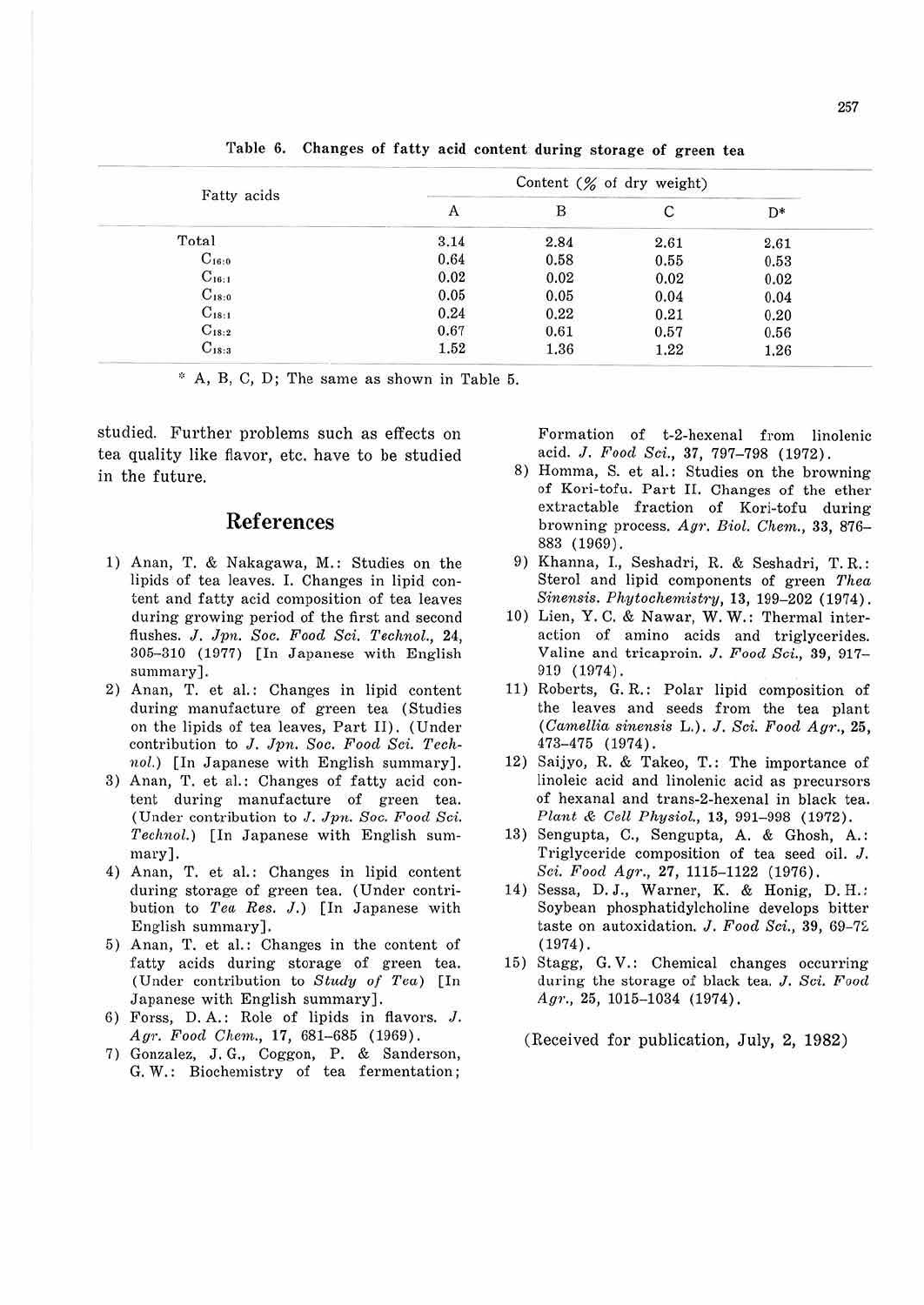Table 6. Changes of fatty acid content during storage of green tea

| Fatty acids | Content (% of dry weight) | | | |
|---|---|---|---|---|
| | A | B | C | D* |
| Total | 3.14 | 2.84 | 2.61 | 2.61 |
| $C_{16:0}$ | 0.64 | 0.58 | 0.55 | 0.53 |
| $C_{16:1}$ | 0.02 | 0.02 | 0.02 | 0.02 |
| $C_{18:0}$ | 0.05 | 0.05 | 0.04 | 0.04 |
| $C_{18:1}$ | 0.24 | 0.22 | 0.21 | 0.20 |
| $C_{18:2}$ | 0.67 | 0.61 | 0.57 | 0.56 |
| $C_{18:3}$ | 1.52 | 1.36 | 1.22 | 1.26 |

\* A, B, C, D; The same as shown in Table 5.

studied. Further problems such as effects on tea quality like flavor, etc. have to be studied in the future.

## References

1) Anan, T. & Nakagawa, M.: Studies on the lipids of tea leaves. I. Changes in lipid content and fatty acid composition of tea leaves during growing period of the first and second flushes. *J. Jpn. Soc. Food Sci. Technol.*, **24**, 305–310 (1977) [In Japanese with English summary].
2) Anan, T. et al.: Changes in lipid content during manufacture of green tea (Studies on the lipids of tea leaves, Part II). (Under contribution to *J. Jpn. Soc. Food Sci. Technol.*) [In Japanese with English summary].
3) Anan, T. et al.: Changes of fatty acid content during manufacture of green tea. (Under contribution to *J. Jpn. Soc. Food Sci. Technol.*) [In Japanese with English summary].
4) Anan, T. et al.: Changes in lipid content during storage of green tea. (Under contribution to *Tea Res. J.*) [In Japanese with English summary].
5) Anan, T. et al.: Changes in the content of fatty acids during storage of green tea. (Under contribution to *Study of Tea*) [In Japanese with English summary].
6) Forss, D. A.: Role of lipids in flavors. *J. Agr. Food Chem.*, **17**, 681–685 (1969).
7) Gonzalez, J. G., Coggon, P. & Sanderson, G. W.: Biochemistry of tea fermentation; Formation of t-2-hexenal from linolenic acid. *J. Food Sci.*, **37**, 797–798 (1972).
8) Homma, S. et al.: Studies on the browning of Kori-tofu. Part II. Changes of the ether extractable fraction of Kori-tofu during browning process. *Agr. Biol. Chem.*, **33**, 876–883 (1969).
9) Khanna, I., Seshadri, R. & Seshadri, T. R.: Sterol and lipid components of green *Thea Sinensis*. *Phytochemistry*, **13**, 199–202 (1974).
10) Lien, Y. C. & Nawar, W. W.: Thermal interaction of amino acids and triglycerides. Valine and tricaproin. *J. Food Sci.*, **39**, 917–919 (1974).
11) Roberts, G. R.: Polar lipid composition of the leaves and seeds from the tea plant (*Camellia sinensis* L.). *J. Sci. Food Agr.*, **25**, 473–475 (1974).
12) Saijyo, R. & Takeo, T.: The importance of linoleic acid and linolenic acid as precursors of hexanal and trans-2-hexenal in black tea. *Plant & Cell Physiol.*, **13**, 991–998 (1972).
13) Sengupta, C., Sengupta, A. & Ghosh, A.: Triglyceride composition of tea seed oil. *J. Sci. Food Agr.*, **27**, 1115–1122 (1976).
14) Sessa, D. J., Warner, K. & Honig, D. H.: Soybean phosphatidylcholine develops bitter taste on autoxidation. *J. Food Sci.*, **39**, 69–72 (1974).
15) Stagg, G. V.: Chemical changes occurring during the storage of black tea. *J. Sci. Food Agr.*, **25**, 1015–1034 (1974).

(Received for publication, July, 2, 1982)